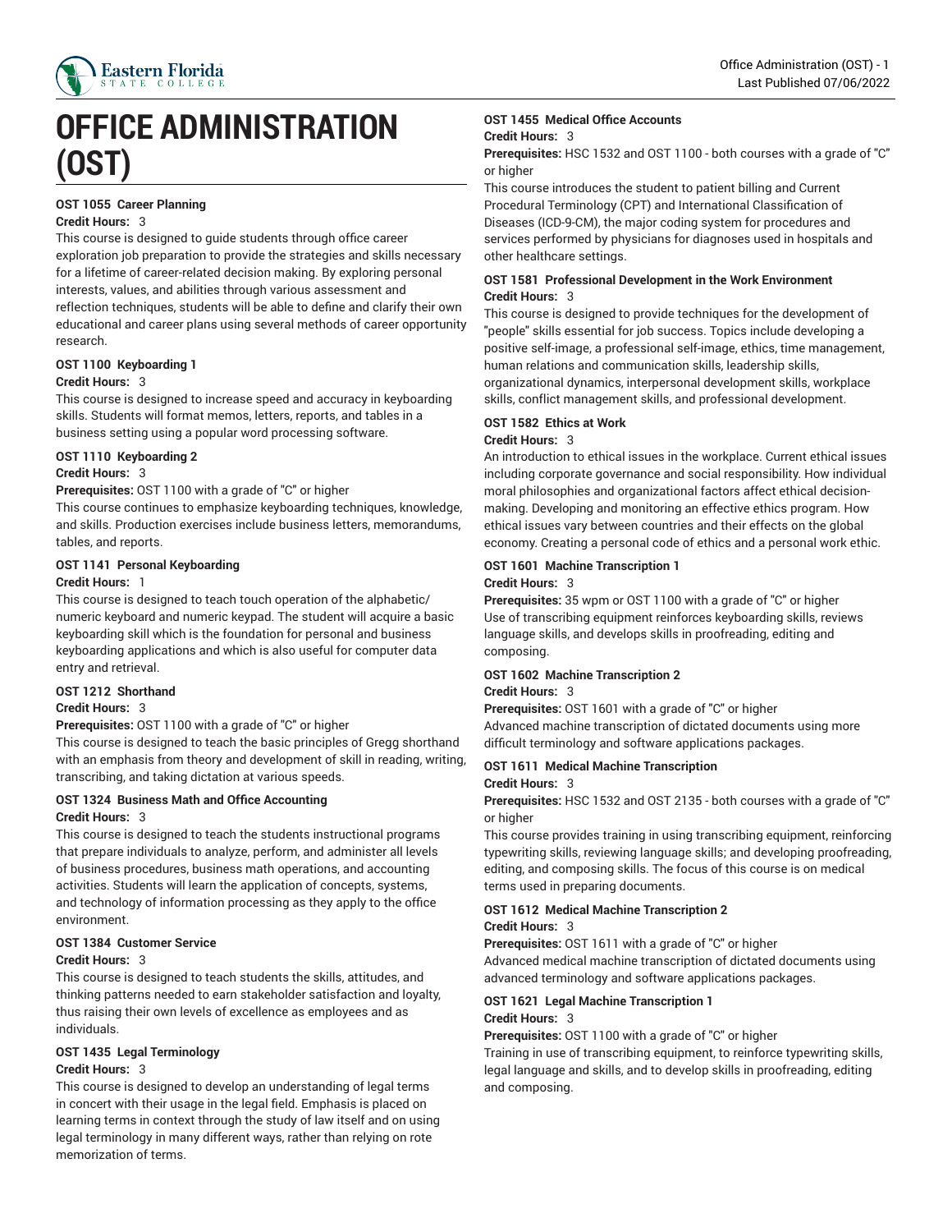# OFFICE ADMINISTRATION (OST)

**OST 1055 Career Planning**

**Credit Hours:** 3

This course is designed to guide students through office career exploration job preparation to provide the strategies and skills necessary for a lifetime of career-related decision making. By exploring personal interests, values, and abilities through various assessment and reflection techniques, students will be able to define and clarify their own educational and career plans using several methods of career opportunity research.

**OST 1100 Keyboarding 1**

**Credit Hours:** 3

This course is designed to increase speed and accuracy in keyboarding skills. Students will format memos, letters, reports, and tables in a business setting using a popular word processing software.

**OST 1110 Keyboarding 2**

**Credit Hours:** 3

**Prerequisites:** OST 1100 with a grade of "C" or higher

This course continues to emphasize keyboarding techniques, knowledge, and skills. Production exercises include business letters, memorandums, tables, and reports.

**OST 1141 Personal Keyboarding**

**Credit Hours:** 1

This course is designed to teach touch operation of the alphabetic/numeric keyboard and numeric keypad. The student will acquire a basic keyboarding skill which is the foundation for personal and business keyboarding applications and which is also useful for computer data entry and retrieval.

**OST 1212 Shorthand**

**Credit Hours:** 3

**Prerequisites:** OST 1100 with a grade of "C" or higher

This course is designed to teach the basic principles of Gregg shorthand with an emphasis from theory and development of skill in reading, writing, transcribing, and taking dictation at various speeds.

**OST 1324 Business Math and Office Accounting**

**Credit Hours:** 3

This course is designed to teach the students instructional programs that prepare individuals to analyze, perform, and administer all levels of business procedures, business math operations, and accounting activities. Students will learn the application of concepts, systems, and technology of information processing as they apply to the office environment.

**OST 1384 Customer Service**

**Credit Hours:** 3

This course is designed to teach students the skills, attitudes, and thinking patterns needed to earn stakeholder satisfaction and loyalty, thus raising their own levels of excellence as employees and as individuals.

**OST 1435 Legal Terminology**

**Credit Hours:** 3

This course is designed to develop an understanding of legal terms in concert with their usage in the legal field. Emphasis is placed on learning terms in context through the study of law itself and on using legal terminology in many different ways, rather than relying on rote memorization of terms.

**OST 1455 Medical Office Accounts**

**Credit Hours:** 3

**Prerequisites:** HSC 1532 and OST 1100 - both courses with a grade of "C" or higher

This course introduces the student to patient billing and Current Procedural Terminology (CPT) and International Classification of Diseases (ICD-9-CM), the major coding system for procedures and services performed by physicians for diagnoses used in hospitals and other healthcare settings.

**OST 1581 Professional Development in the Work Environment**

**Credit Hours:** 3

This course is designed to provide techniques for the development of "people" skills essential for job success. Topics include developing a positive self-image, a professional self-image, ethics, time management, human relations and communication skills, leadership skills, organizational dynamics, interpersonal development skills, workplace skills, conflict management skills, and professional development.

**OST 1582 Ethics at Work**

**Credit Hours:** 3

An introduction to ethical issues in the workplace. Current ethical issues including corporate governance and social responsibility. How individual moral philosophies and organizational factors affect ethical decision-making. Developing and monitoring an effective ethics program. How ethical issues vary between countries and their effects on the global economy. Creating a personal code of ethics and a personal work ethic.

**OST 1601 Machine Transcription 1**

**Credit Hours:** 3

**Prerequisites:** 35 wpm or OST 1100 with a grade of "C" or higher

Use of transcribing equipment reinforces keyboarding skills, reviews language skills, and develops skills in proofreading, editing and composing.

**OST 1602 Machine Transcription 2**

**Credit Hours:** 3

**Prerequisites:** OST 1601 with a grade of "C" or higher

Advanced machine transcription of dictated documents using more difficult terminology and software applications packages.

**OST 1611 Medical Machine Transcription**

**Credit Hours:** 3

**Prerequisites:** HSC 1532 and OST 2135 - both courses with a grade of "C" or higher

This course provides training in using transcribing equipment, reinforcing typewriting skills, reviewing language skills; and developing proofreading, editing, and composing skills. The focus of this course is on medical terms used in preparing documents.

**OST 1612 Medical Machine Transcription 2**

**Credit Hours:** 3

**Prerequisites:** OST 1611 with a grade of "C" or higher

Advanced medical machine transcription of dictated documents using advanced terminology and software applications packages.

**OST 1621 Legal Machine Transcription 1**

**Credit Hours:** 3

**Prerequisites:** OST 1100 with a grade of "C" or higher

Training in use of transcribing equipment, to reinforce typewriting skills, legal language and skills, and to develop skills in proofreading, editing and composing.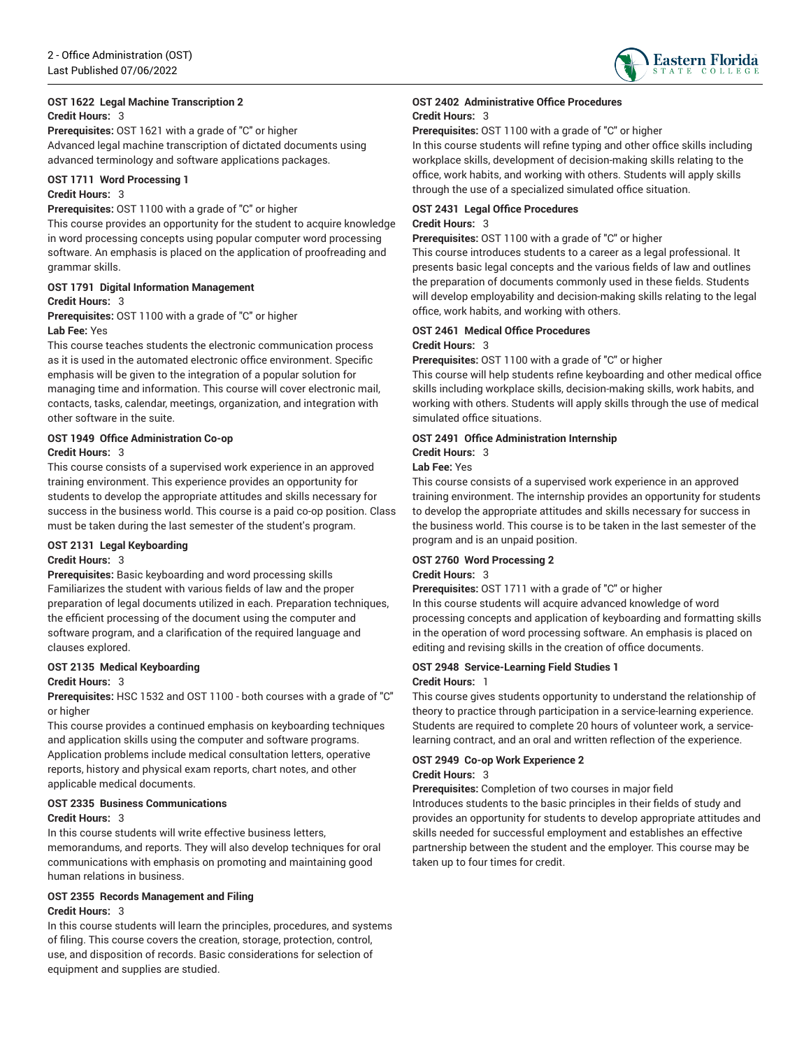**OST 1622 Legal Machine Transcription 2**

**Credit Hours:** 3

**Prerequisites:** OST 1621 with a grade of "C" or higher

Advanced legal machine transcription of dictated documents using advanced terminology and software applications packages.

**OST 1711 Word Processing 1**

**Credit Hours:** 3

**Prerequisites:** OST 1100 with a grade of "C" or higher

This course provides an opportunity for the student to acquire knowledge in word processing concepts using popular computer word processing software. An emphasis is placed on the application of proofreading and grammar skills.

**OST 1791 Digital Information Management**

**Credit Hours:** 3

**Prerequisites:** OST 1100 with a grade of "C" or higher

**Lab Fee:** Yes

This course teaches students the electronic communication process as it is used in the automated electronic office environment. Specific emphasis will be given to the integration of a popular solution for managing time and information. This course will cover electronic mail, contacts, tasks, calendar, meetings, organization, and integration with other software in the suite.

**OST 1949 Office Administration Co-op**

**Credit Hours:** 3

This course consists of a supervised work experience in an approved training environment. This experience provides an opportunity for students to develop the appropriate attitudes and skills necessary for success in the business world. This course is a paid co-op position. Class must be taken during the last semester of the student's program.

**OST 2131 Legal Keyboarding**

**Credit Hours:** 3

**Prerequisites:** Basic keyboarding and word processing skills

Familiarizes the student with various fields of law and the proper preparation of legal documents utilized in each. Preparation techniques, the efficient processing of the document using the computer and software program, and a clarification of the required language and clauses explored.

**OST 2135 Medical Keyboarding**

**Credit Hours:** 3

**Prerequisites:** HSC 1532 and OST 1100 - both courses with a grade of "C" or higher

This course provides a continued emphasis on keyboarding techniques and application skills using the computer and software programs. Application problems include medical consultation letters, operative reports, history and physical exam reports, chart notes, and other applicable medical documents.

**OST 2335 Business Communications**

**Credit Hours:** 3

In this course students will write effective business letters, memorandums, and reports. They will also develop techniques for oral communications with emphasis on promoting and maintaining good human relations in business.

**OST 2355 Records Management and Filing**

**Credit Hours:** 3

In this course students will learn the principles, procedures, and systems of filing. This course covers the creation, storage, protection, control, use, and disposition of records. Basic considerations for selection of equipment and supplies are studied.

**OST 2402 Administrative Office Procedures**

**Credit Hours:** 3

**Prerequisites:** OST 1100 with a grade of "C" or higher

In this course students will refine typing and other office skills including workplace skills, development of decision-making skills relating to the office, work habits, and working with others. Students will apply skills through the use of a specialized simulated office situation.

**OST 2431 Legal Office Procedures**

**Credit Hours:** 3

**Prerequisites:** OST 1100 with a grade of "C" or higher

This course introduces students to a career as a legal professional. It presents basic legal concepts and the various fields of law and outlines the preparation of documents commonly used in these fields. Students will develop employability and decision-making skills relating to the legal office, work habits, and working with others.

**OST 2461 Medical Office Procedures**

**Credit Hours:** 3

**Prerequisites:** OST 1100 with a grade of "C" or higher

This course will help students refine keyboarding and other medical office skills including workplace skills, decision-making skills, work habits, and working with others. Students will apply skills through the use of medical simulated office situations.

**OST 2491 Office Administration Internship**

**Credit Hours:** 3

**Lab Fee:** Yes

This course consists of a supervised work experience in an approved training environment. The internship provides an opportunity for students to develop the appropriate attitudes and skills necessary for success in the business world. This course is to be taken in the last semester of the program and is an unpaid position.

**OST 2760 Word Processing 2**

**Credit Hours:** 3

**Prerequisites:** OST 1711 with a grade of "C" or higher

In this course students will acquire advanced knowledge of word processing concepts and application of keyboarding and formatting skills in the operation of word processing software. An emphasis is placed on editing and revising skills in the creation of office documents.

**OST 2948 Service-Learning Field Studies 1**

**Credit Hours:** 1

This course gives students opportunity to understand the relationship of theory to practice through participation in a service-learning experience. Students are required to complete 20 hours of volunteer work, a service-learning contract, and an oral and written reflection of the experience.

**OST 2949 Co-op Work Experience 2**

**Credit Hours:** 3

**Prerequisites:** Completion of two courses in major field

Introduces students to the basic principles in their fields of study and provides an opportunity for students to develop appropriate attitudes and skills needed for successful employment and establishes an effective partnership between the student and the employer. This course may be taken up to four times for credit.